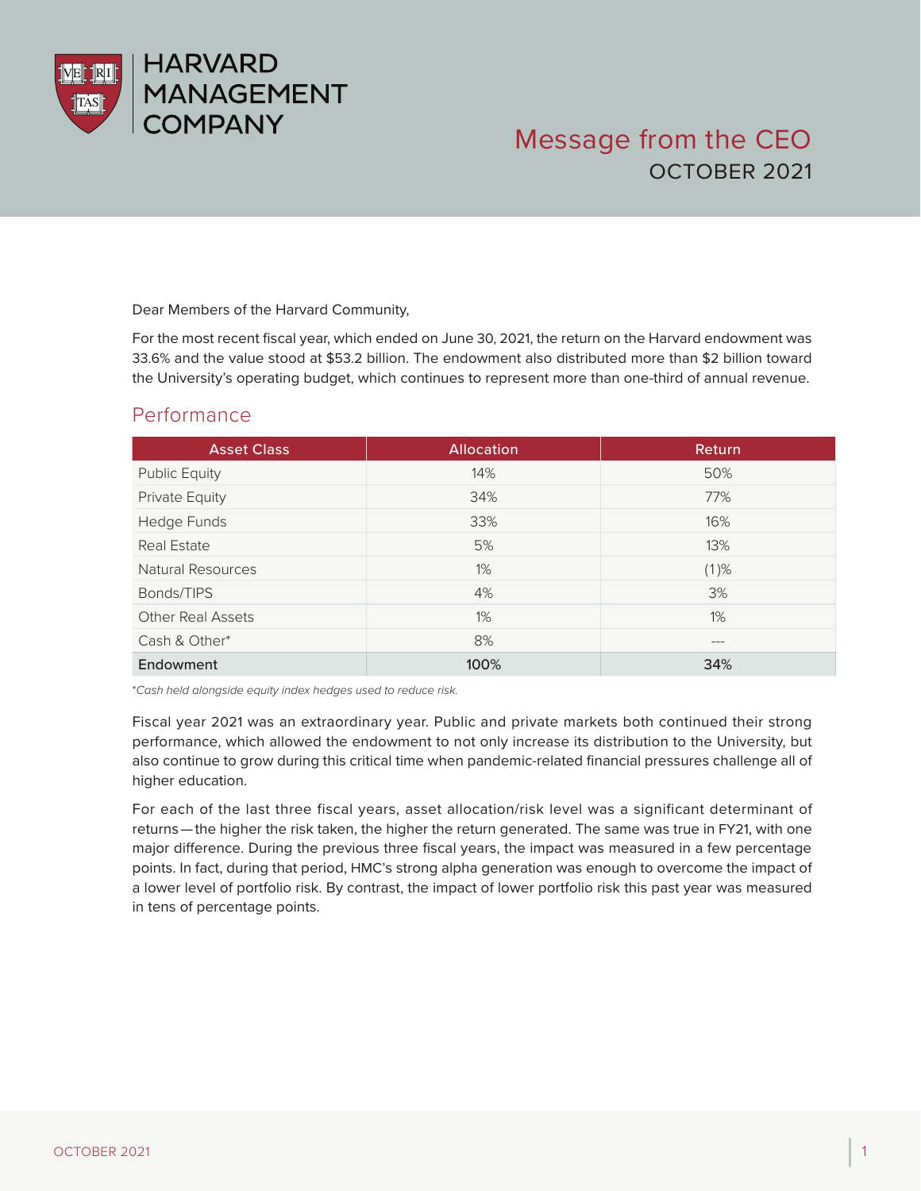# HARVARD MANAGEMENT COMPANY

## Message from the CEO
OCTOBER 2021

Dear Members of the Harvard Community,

For the most recent fiscal year, which ended on June 30, 2021, the return on the Harvard endowment was 33.6% and the value stood at $53.2 billion. The endowment also distributed more than $2 billion toward the University's operating budget, which continues to represent more than one-third of annual revenue.

## Performance

| Asset Class | Allocation | Return |
|---|---|---|
| Public Equity | 14% | 50% |
| Private Equity | 34% | 77% |
| Hedge Funds | 33% | 16% |
| Real Estate | 5% | 13% |
| Natural Resources | 1% | (1)% |
| Bonds/TIPS | 4% | 3% |
| Other Real Assets | 1% | 1% |
| Cash & Other* | 8% | --- |
| **Endowment** | **100%** | **34%** |

*Cash held alongside equity index hedges used to reduce risk.*

Fiscal year 2021 was an extraordinary year. Public and private markets both continued their strong performance, which allowed the endowment to not only increase its distribution to the University, but also continue to grow during this critical time when pandemic-related financial pressures challenge all of higher education.

For each of the last three fiscal years, asset allocation/risk level was a significant determinant of returns—the higher the risk taken, the higher the return generated. The same was true in FY21, with one major difference. During the previous three fiscal years, the impact was measured in a few percentage points. In fact, during that period, HMC's strong alpha generation was enough to overcome the impact of a lower level of portfolio risk. By contrast, the impact of lower portfolio risk this past year was measured in tens of percentage points.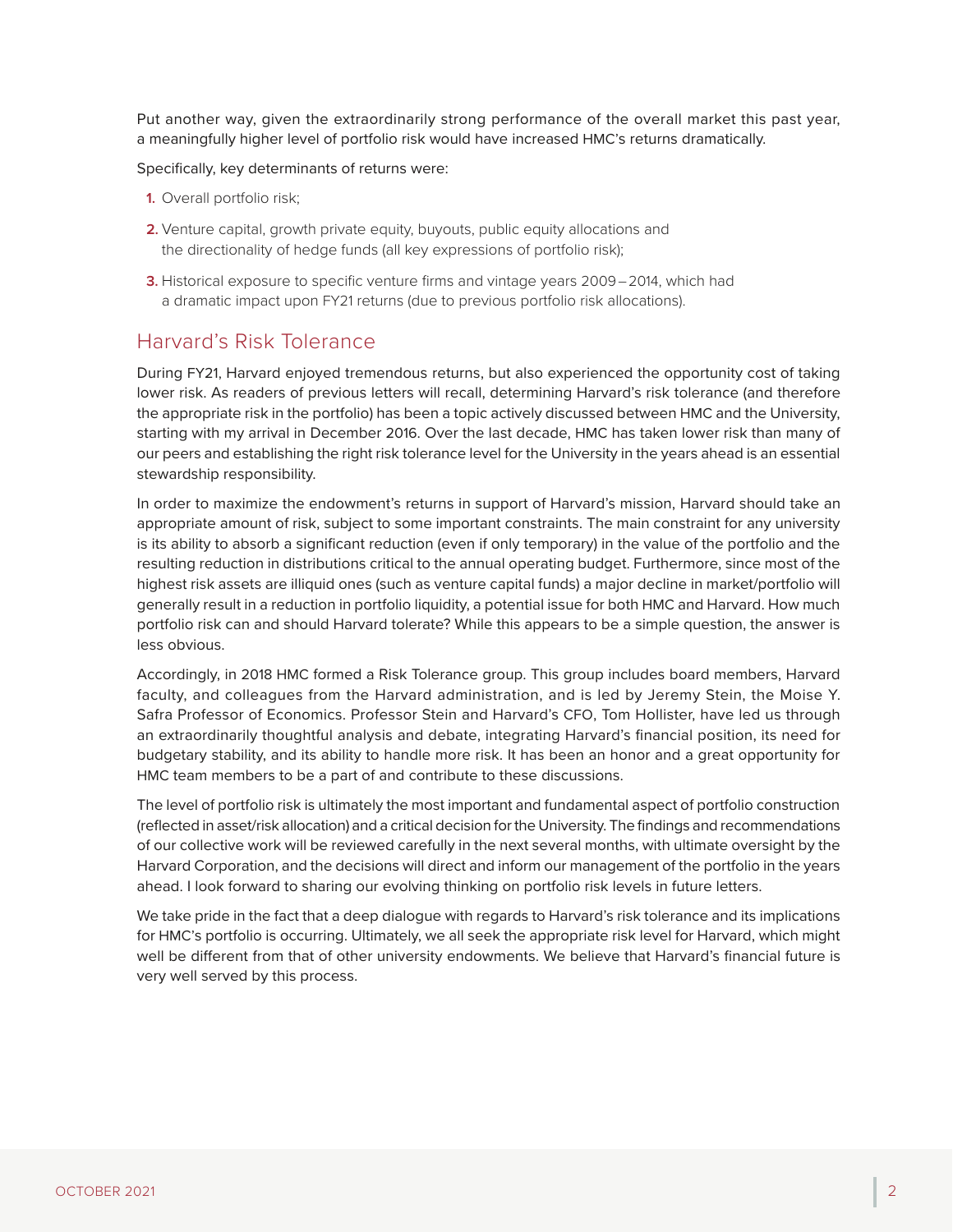Put another way, given the extraordinarily strong performance of the overall market this past year, a meaningfully higher level of portfolio risk would have increased HMC's returns dramatically.

Specifically, key determinants of returns were:

1. Overall portfolio risk;
2. Venture capital, growth private equity, buyouts, public equity allocations and the directionality of hedge funds (all key expressions of portfolio risk);
3. Historical exposure to specific venture firms and vintage years 2009 – 2014, which had a dramatic impact upon FY21 returns (due to previous portfolio risk allocations).

## Harvard's Risk Tolerance

During FY21, Harvard enjoyed tremendous returns, but also experienced the opportunity cost of taking lower risk. As readers of previous letters will recall, determining Harvard's risk tolerance (and therefore the appropriate risk in the portfolio) has been a topic actively discussed between HMC and the University, starting with my arrival in December 2016. Over the last decade, HMC has taken lower risk than many of our peers and establishing the right risk tolerance level for the University in the years ahead is an essential stewardship responsibility.

In order to maximize the endowment's returns in support of Harvard's mission, Harvard should take an appropriate amount of risk, subject to some important constraints. The main constraint for any university is its ability to absorb a significant reduction (even if only temporary) in the value of the portfolio and the resulting reduction in distributions critical to the annual operating budget. Furthermore, since most of the highest risk assets are illiquid ones (such as venture capital funds) a major decline in market/portfolio will generally result in a reduction in portfolio liquidity, a potential issue for both HMC and Harvard. How much portfolio risk can and should Harvard tolerate? While this appears to be a simple question, the answer is less obvious.

Accordingly, in 2018 HMC formed a Risk Tolerance group. This group includes board members, Harvard faculty, and colleagues from the Harvard administration, and is led by Jeremy Stein, the Moise Y. Safra Professor of Economics. Professor Stein and Harvard's CFO, Tom Hollister, have led us through an extraordinarily thoughtful analysis and debate, integrating Harvard's financial position, its need for budgetary stability, and its ability to handle more risk. It has been an honor and a great opportunity for HMC team members to be a part of and contribute to these discussions.

The level of portfolio risk is ultimately the most important and fundamental aspect of portfolio construction (reflected in asset/risk allocation) and a critical decision for the University. The findings and recommendations of our collective work will be reviewed carefully in the next several months, with ultimate oversight by the Harvard Corporation, and the decisions will direct and inform our management of the portfolio in the years ahead. I look forward to sharing our evolving thinking on portfolio risk levels in future letters.

We take pride in the fact that a deep dialogue with regards to Harvard's risk tolerance and its implications for HMC's portfolio is occurring. Ultimately, we all seek the appropriate risk level for Harvard, which might well be different from that of other university endowments. We believe that Harvard's financial future is very well served by this process.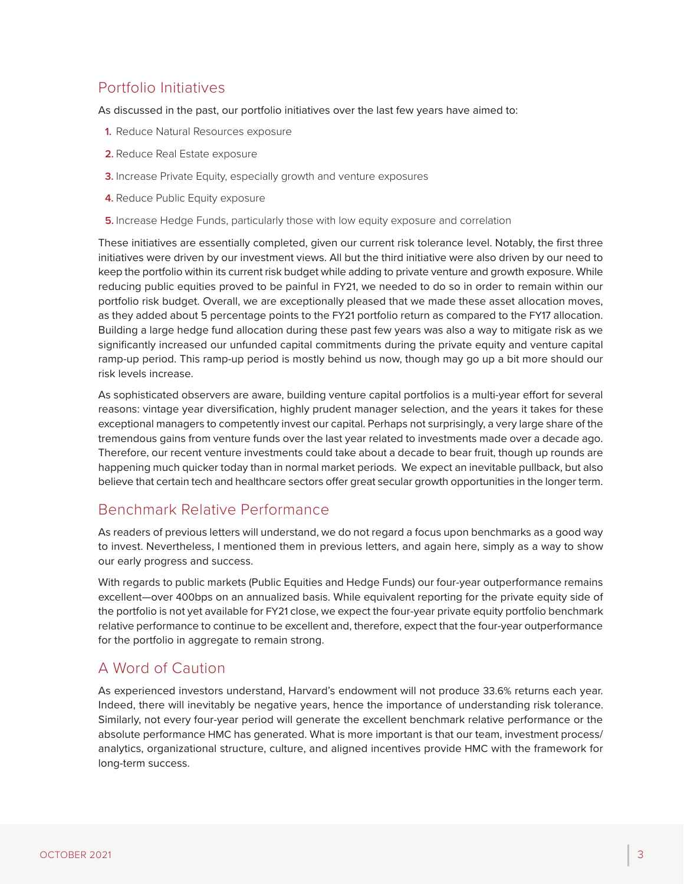## Portfolio Initiatives

As discussed in the past, our portfolio initiatives over the last few years have aimed to:

1. Reduce Natural Resources exposure
2. Reduce Real Estate exposure
3. Increase Private Equity, especially growth and venture exposures
4. Reduce Public Equity exposure
5. Increase Hedge Funds, particularly those with low equity exposure and correlation

These initiatives are essentially completed, given our current risk tolerance level. Notably, the first three initiatives were driven by our investment views. All but the third initiative were also driven by our need to keep the portfolio within its current risk budget while adding to private venture and growth exposure. While reducing public equities proved to be painful in FY21, we needed to do so in order to remain within our portfolio risk budget. Overall, we are exceptionally pleased that we made these asset allocation moves, as they added about 5 percentage points to the FY21 portfolio return as compared to the FY17 allocation. Building a large hedge fund allocation during these past few years was also a way to mitigate risk as we significantly increased our unfunded capital commitments during the private equity and venture capital ramp-up period. This ramp-up period is mostly behind us now, though may go up a bit more should our risk levels increase.

As sophisticated observers are aware, building venture capital portfolios is a multi-year effort for several reasons: vintage year diversification, highly prudent manager selection, and the years it takes for these exceptional managers to competently invest our capital. Perhaps not surprisingly, a very large share of the tremendous gains from venture funds over the last year related to investments made over a decade ago. Therefore, our recent venture investments could take about a decade to bear fruit, though up rounds are happening much quicker today than in normal market periods. We expect an inevitable pullback, but also believe that certain tech and healthcare sectors offer great secular growth opportunities in the longer term.

## Benchmark Relative Performance

As readers of previous letters will understand, we do not regard a focus upon benchmarks as a good way to invest. Nevertheless, I mentioned them in previous letters, and again here, simply as a way to show our early progress and success.

With regards to public markets (Public Equities and Hedge Funds) our four-year outperformance remains excellent—over 400bps on an annualized basis. While equivalent reporting for the private equity side of the portfolio is not yet available for FY21 close, we expect the four-year private equity portfolio benchmark relative performance to continue to be excellent and, therefore, expect that the four-year outperformance for the portfolio in aggregate to remain strong.

## A Word of Caution

As experienced investors understand, Harvard's endowment will not produce 33.6% returns each year. Indeed, there will inevitably be negative years, hence the importance of understanding risk tolerance. Similarly, not every four-year period will generate the excellent benchmark relative performance or the absolute performance HMC has generated. What is more important is that our team, investment process/analytics, organizational structure, culture, and aligned incentives provide HMC with the framework for long-term success.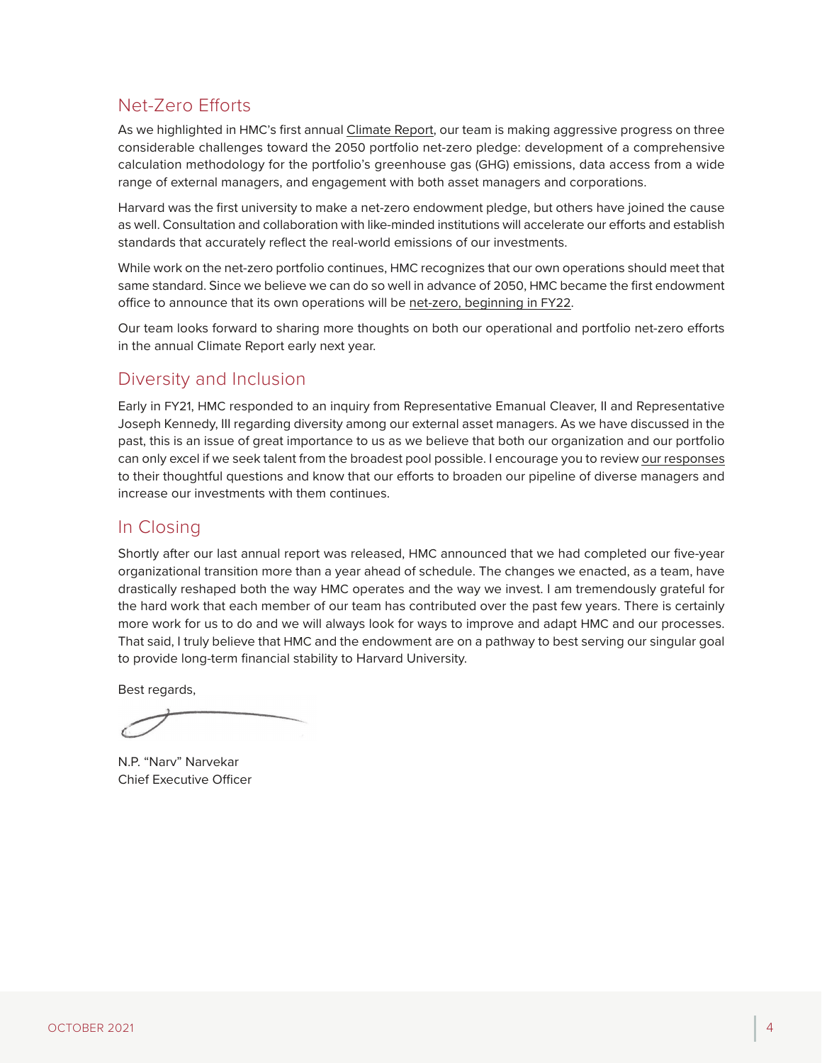## Net-Zero Efforts

As we highlighted in HMC's first annual Climate Report, our team is making aggressive progress on three considerable challenges toward the 2050 portfolio net-zero pledge: development of a comprehensive calculation methodology for the portfolio's greenhouse gas (GHG) emissions, data access from a wide range of external managers, and engagement with both asset managers and corporations.

Harvard was the first university to make a net-zero endowment pledge, but others have joined the cause as well. Consultation and collaboration with like-minded institutions will accelerate our efforts and establish standards that accurately reflect the real-world emissions of our investments.

While work on the net-zero portfolio continues, HMC recognizes that our own operations should meet that same standard. Since we believe we can do so well in advance of 2050, HMC became the first endowment office to announce that its own operations will be net-zero, beginning in FY22.

Our team looks forward to sharing more thoughts on both our operational and portfolio net-zero efforts in the annual Climate Report early next year.

## Diversity and Inclusion

Early in FY21, HMC responded to an inquiry from Representative Emanual Cleaver, II and Representative Joseph Kennedy, III regarding diversity among our external asset managers. As we have discussed in the past, this is an issue of great importance to us as we believe that both our organization and our portfolio can only excel if we seek talent from the broadest pool possible. I encourage you to review our responses to their thoughtful questions and know that our efforts to broaden our pipeline of diverse managers and increase our investments with them continues.

## In Closing

Shortly after our last annual report was released, HMC announced that we had completed our five-year organizational transition more than a year ahead of schedule. The changes we enacted, as a team, have drastically reshaped both the way HMC operates and the way we invest. I am tremendously grateful for the hard work that each member of our team has contributed over the past few years. There is certainly more work for us to do and we will always look for ways to improve and adapt HMC and our processes. That said, I truly believe that HMC and the endowment are on a pathway to best serving our singular goal to provide long-term financial stability to Harvard University.

Best regards,

N.P. "Narv" Narvekar
Chief Executive Officer